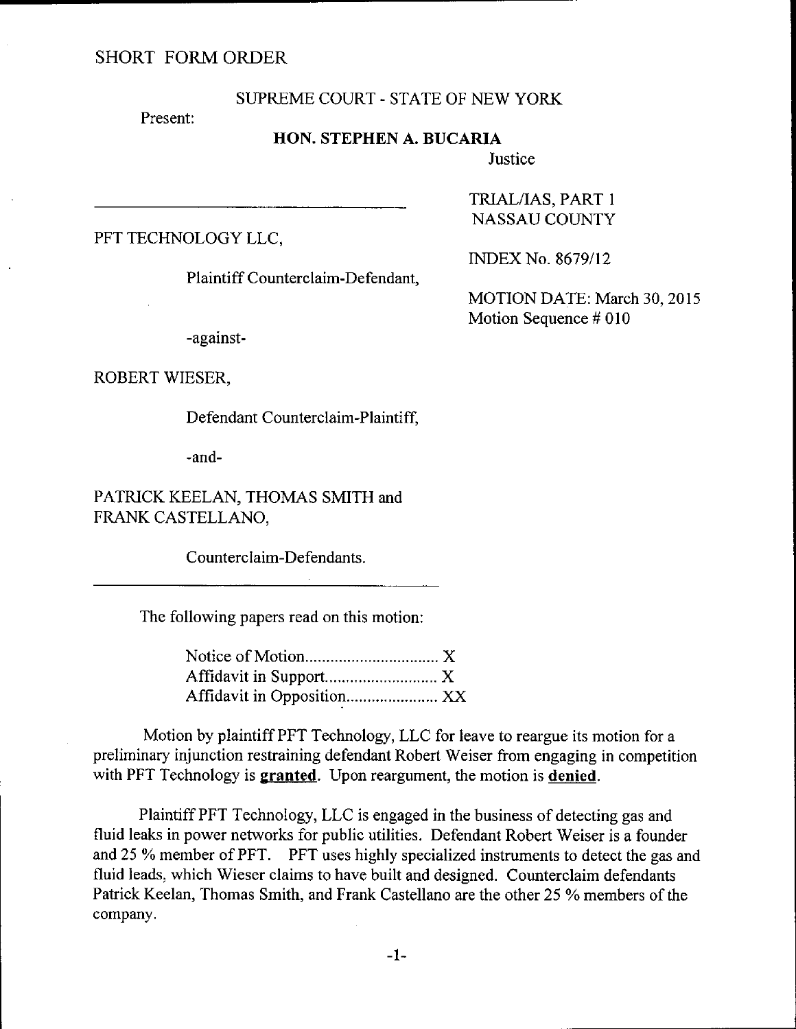SHORT FORM ORDER

SUPREME COURT - STATE OF NEW YORK

Present:

**HON. STEPHEN A. BUCARIA**

Justice

TRIAL/IAS, PART 1
NASSAU COUNTY

PFT TECHNOLOGY LLC,

Plaintiff Counterclaim-Defendant,

INDEX No. 8679/12

MOTION DATE: March 30, 2015
Motion Sequence # 010

-against-

ROBERT WIESER,

Defendant Counterclaim-Plaintiff,

-and-

PATRICK KEELAN, THOMAS SMITH and FRANK CASTELLANO,

Counterclaim-Defendants.

The following papers read on this motion:

Notice of Motion................................ X
Affidavit in Support........................... X
Affidavit in Opposition...................... XX

Motion by plaintiff PFT Technology, LLC for leave to reargue its motion for a preliminary injunction restraining defendant Robert Weiser from engaging in competition with PFT Technology is **granted**. Upon reargument, the motion is **denied**.

Plaintiff PFT Technology, LLC is engaged in the business of detecting gas and fluid leaks in power networks for public utilities. Defendant Robert Weiser is a founder and 25 % member of PFT. PFT uses highly specialized instruments to detect the gas and fluid leads, which Wieser claims to have built and designed. Counterclaim defendants Patrick Keelan, Thomas Smith, and Frank Castellano are the other 25 % members of the company.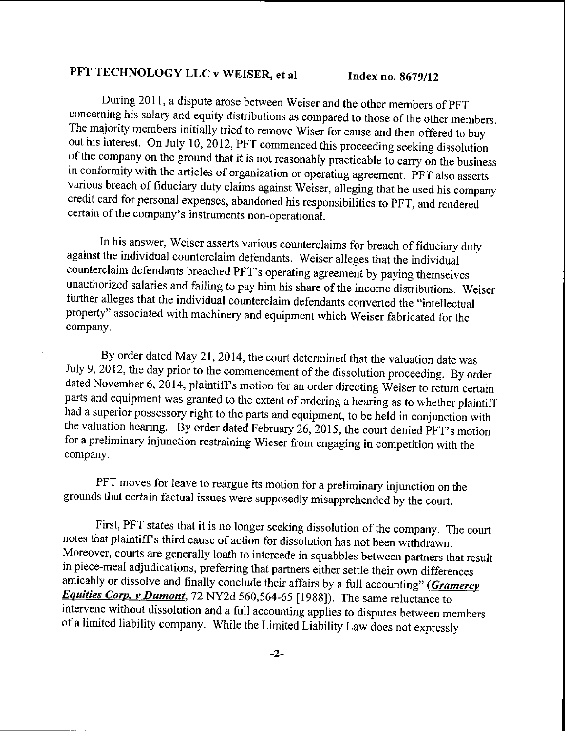During 2011, a dispute arose between Weiser and the other members of PFT concerning his salary and equity distributions as compared to those of the other members. The majority members initially tried to remove Wiser for cause and then offered to buy out his interest. On July 10, 2012, PFT commenced this proceeding seeking dissolution of the company on the ground that it is not reasonably practicable to carry on the business in conformity with the articles of organization or operating agreement. PFT also asserts various breach of fiduciary duty claims against Weiser, alleging that he used his company credit card for personal expenses, abandoned his responsibilities to PFT, and rendered certain of the company's instruments non-operational.

In his answer, Weiser asserts various counterclaims for breach of fiduciary duty against the individual counterclaim defendants. Weiser alleges that the individual counterclaim defendants breached PFT's operating agreement by paying themselves unauthorized salaries and failing to pay him his share of the income distributions. Weiser further alleges that the individual counterclaim defendants converted the "intellectual property" associated with machinery and equipment which Weiser fabricated for the company.

By order dated May 21, 2014, the court determined that the valuation date was July 9, 2012, the day prior to the commencement of the dissolution proceeding. By order dated November 6, 2014, plaintiff's motion for an order directing Weiser to return certain parts and equipment was granted to the extent of ordering a hearing as to whether plaintiff had a superior possessory right to the parts and equipment, to be held in conjunction with the valuation hearing. By order dated February 26, 2015, the court denied PFT's motion for a preliminary injunction restraining Wieser from engaging in competition with the company.

PFT moves for leave to reargue its motion for a preliminary injunction on the grounds that certain factual issues were supposedly misapprehended by the court.

First, PFT states that it is no longer seeking dissolution of the company. The court notes that plaintiff's third cause of action for dissolution has not been withdrawn. Moreover, courts are generally loath to intercede in squabbles between partners that result in piece-meal adjudications, preferring that partners either settle their own differences amicably or dissolve and finally conclude their affairs by a full accounting" (***Gramercy Equities Corp. v Dumont***, 72 NY2d 560,564-65 [1988]). The same reluctance to intervene without dissolution and a full accounting applies to disputes between members of a limited liability company. While the Limited Liability Law does not expressly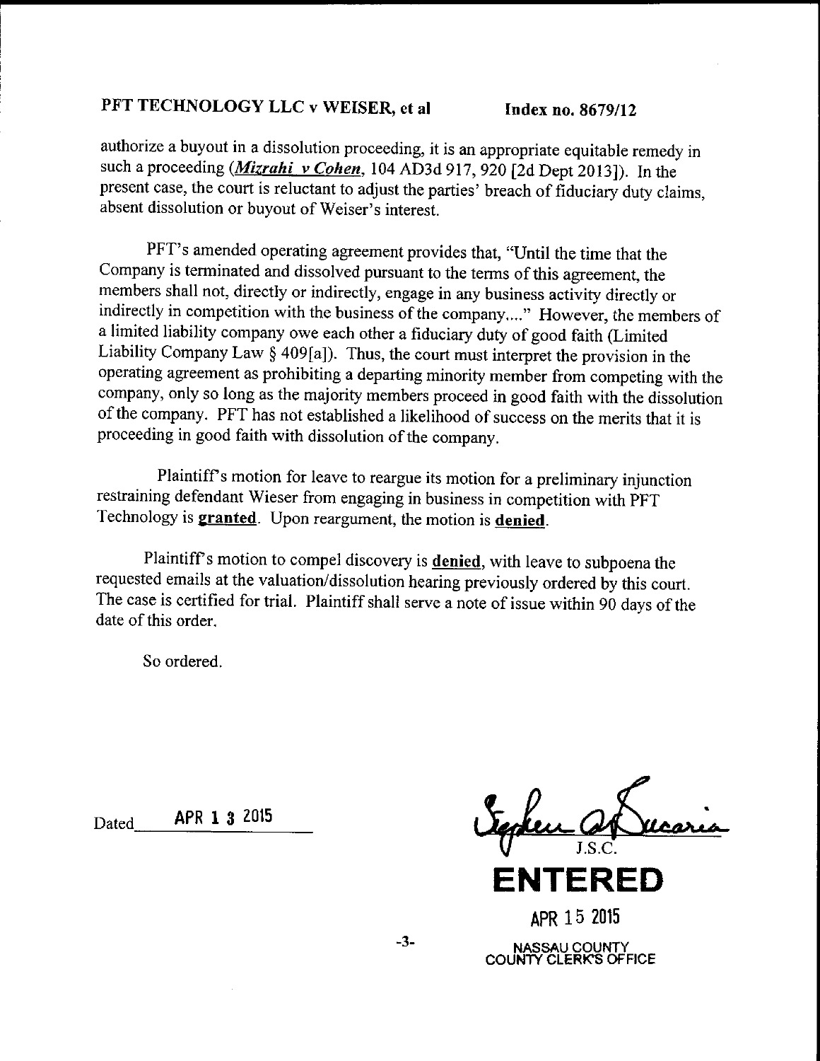authorize a buyout in a dissolution proceeding, it is an appropriate equitable remedy in such a proceeding (***Mizrahi v Cohen***, 104 AD3d 917, 920 [2d Dept 2013]). In the present case, the court is reluctant to adjust the parties' breach of fiduciary duty claims, absent dissolution or buyout of Weiser's interest.

PFT's amended operating agreement provides that, "Until the time that the Company is terminated and dissolved pursuant to the terms of this agreement, the members shall not, directly or indirectly, engage in any business activity directly or indirectly in competition with the business of the company...." However, the members of a limited liability company owe each other a fiduciary duty of good faith (Limited Liability Company Law § 409[a]). Thus, the court must interpret the provision in the operating agreement as prohibiting a departing minority member from competing with the company, only so long as the majority members proceed in good faith with the dissolution of the company. PFT has not established a likelihood of success on the merits that it is proceeding in good faith with dissolution of the company.

Plaintiff's motion for leave to reargue its motion for a preliminary injunction restraining defendant Wieser from engaging in business in competition with PFT Technology is **granted**. Upon reargument, the motion is **denied**.

Plaintiff's motion to compel discovery is **denied**, with leave to subpoena the requested emails at the valuation/dissolution hearing previously ordered by this court. The case is certified for trial. Plaintiff shall serve a note of issue within 90 days of the date of this order.

So ordered.

Dated APR 13 2015

Stephen A. Bucaria
J.S.C.

**ENTERED**

APR 15 2015

NASSAU COUNTY
COUNTY CLERK'S OFFICE